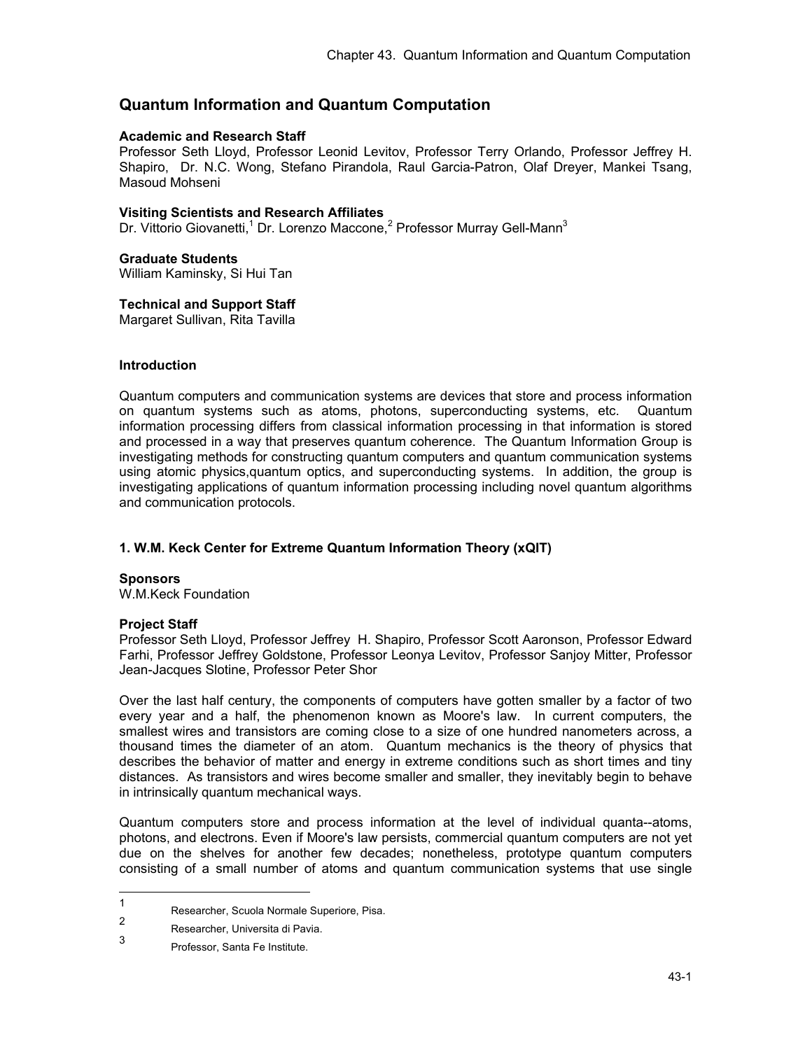# Quantum Information and Quantum Computation

**Academic and Research Staff**
Professor Seth Lloyd, Professor Leonid Levitov, Professor Terry Orlando, Professor Jeffrey H. Shapiro, Dr. N.C. Wong, Stefano Pirandola, Raul Garcia-Patron, Olaf Dreyer, Mankei Tsang, Masoud Mohseni

**Visiting Scientists and Research Affiliates**
Dr. Vittorio Giovanetti,[1] Dr. Lorenzo Maccone,[2] Professor Murray Gell-Mann[3]

**Graduate Students**
William Kaminsky, Si Hui Tan

**Technical and Support Staff**
Margaret Sullivan, Rita Tavilla

### Introduction

Quantum computers and communication systems are devices that store and process information on quantum systems such as atoms, photons, superconducting systems, etc. Quantum information processing differs from classical information processing in that information is stored and processed in a way that preserves quantum coherence. The Quantum Information Group is investigating methods for constructing quantum computers and quantum communication systems using atomic physics,quantum optics, and superconducting systems. In addition, the group is investigating applications of quantum information processing including novel quantum algorithms and communication protocols.

## 1. W.M. Keck Center for Extreme Quantum Information Theory (xQIT)

**Sponsors**
W.M.Keck Foundation

**Project Staff**
Professor Seth Lloyd, Professor Jeffrey H. Shapiro, Professor Scott Aaronson, Professor Edward Farhi, Professor Jeffrey Goldstone, Professor Leonya Levitov, Professor Sanjoy Mitter, Professor Jean-Jacques Slotine, Professor Peter Shor

Over the last half century, the components of computers have gotten smaller by a factor of two every year and a half, the phenomenon known as Moore's law. In current computers, the smallest wires and transistors are coming close to a size of one hundred nanometers across, a thousand times the diameter of an atom. Quantum mechanics is the theory of physics that describes the behavior of matter and energy in extreme conditions such as short times and tiny distances. As transistors and wires become smaller and smaller, they inevitably begin to behave in intrinsically quantum mechanical ways.

Quantum computers store and process information at the level of individual quanta--atoms, photons, and electrons. Even if Moore's law persists, commercial quantum computers are not yet due on the shelves for another few decades; nonetheless, prototype quantum computers consisting of a small number of atoms and quantum communication systems that use single

---

[1] Researcher, Scuola Normale Superiore, Pisa.

[2] Researcher, Universita di Pavia.

[3] Professor, Santa Fe Institute.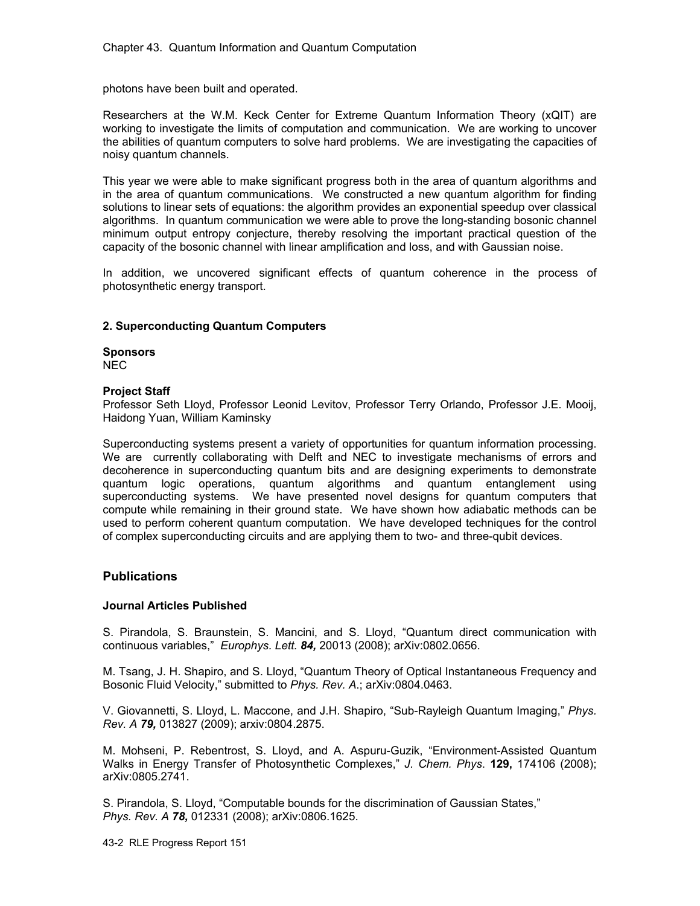photons have been built and operated.

Researchers at the W.M. Keck Center for Extreme Quantum Information Theory (xQIT) are working to investigate the limits of computation and communication. We are working to uncover the abilities of quantum computers to solve hard problems. We are investigating the capacities of noisy quantum channels.

This year we were able to make significant progress both in the area of quantum algorithms and in the area of quantum communications. We constructed a new quantum algorithm for finding solutions to linear sets of equations: the algorithm provides an exponential speedup over classical algorithms. In quantum communication we were able to prove the long-standing bosonic channel minimum output entropy conjecture, thereby resolving the important practical question of the capacity of the bosonic channel with linear amplification and loss, and with Gaussian noise.

In addition, we uncovered significant effects of quantum coherence in the process of photosynthetic energy transport.

### 2. Superconducting Quantum Computers

**Sponsors**
NEC

**Project Staff**
Professor Seth Lloyd, Professor Leonid Levitov, Professor Terry Orlando, Professor J.E. Mooij, Haidong Yuan, William Kaminsky

Superconducting systems present a variety of opportunities for quantum information processing. We are currently collaborating with Delft and NEC to investigate mechanisms of errors and decoherence in superconducting quantum bits and are designing experiments to demonstrate quantum logic operations, quantum algorithms and quantum entanglement using superconducting systems. We have presented novel designs for quantum computers that compute while remaining in their ground state. We have shown how adiabatic methods can be used to perform coherent quantum computation. We have developed techniques for the control of complex superconducting circuits and are applying them to two- and three-qubit devices.

## Publications

### Journal Articles Published

S. Pirandola, S. Braunstein, S. Mancini, and S. Lloyd, "Quantum direct communication with continuous variables," *Europhys. Lett.* ***84,*** 20013 (2008); arXiv:0802.0656.

M. Tsang, J. H. Shapiro, and S. Lloyd, "Quantum Theory of Optical Instantaneous Frequency and Bosonic Fluid Velocity," submitted to *Phys. Rev. A*.; arXiv:0804.0463.

V. Giovannetti, S. Lloyd, L. Maccone, and J.H. Shapiro, "Sub-Rayleigh Quantum Imaging," *Phys. Rev. A* ***79,*** 013827 (2009); arxiv:0804.2875.

M. Mohseni, P. Rebentrost, S. Lloyd, and A. Aspuru-Guzik, "Environment-Assisted Quantum Walks in Energy Transfer of Photosynthetic Complexes," *J. Chem. Phys*. **129,** 174106 (2008); arXiv:0805.2741.

S. Pirandola, S. Lloyd, "Computable bounds for the discrimination of Gaussian States," *Phys. Rev. A* ***78,*** 012331 (2008); arXiv:0806.1625.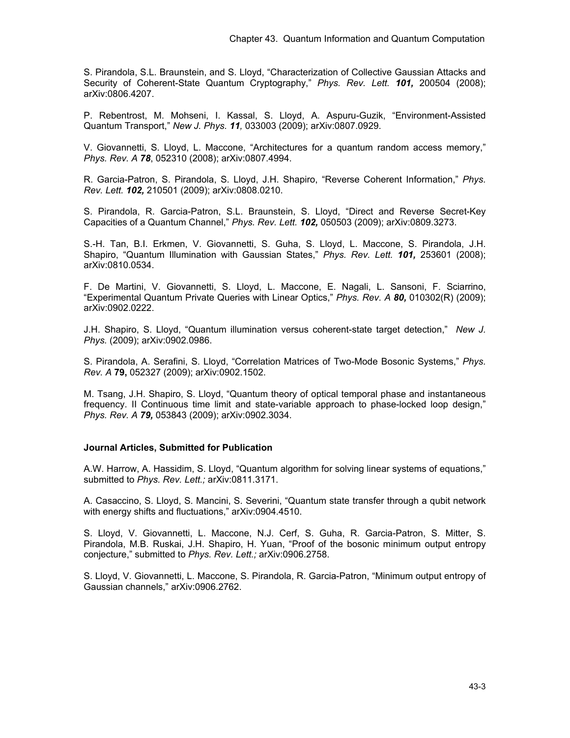S. Pirandola, S.L. Braunstein, and S. Lloyd, "Characterization of Collective Gaussian Attacks and Security of Coherent-State Quantum Cryptography," *Phys. Rev. Lett.* ***101,*** 200504 (2008); arXiv:0806.4207.

P. Rebentrost, M. Mohseni, I. Kassal, S. Lloyd, A. Aspuru-Guzik, "Environment-Assisted Quantum Transport," *New J. Phys.* ***11,*** 033003 (2009); arXiv:0807.0929.

V. Giovannetti, S. Lloyd, L. Maccone, "Architectures for a quantum random access memory," *Phys. Rev. A* ***78***, 052310 (2008); arXiv:0807.4994.

R. Garcia-Patron, S. Pirandola, S. Lloyd, J.H. Shapiro, "Reverse Coherent Information," *Phys. Rev. Lett.* ***102,*** 210501 (2009); arXiv:0808.0210.

S. Pirandola, R. Garcia-Patron, S.L. Braunstein, S. Lloyd, "Direct and Reverse Secret-Key Capacities of a Quantum Channel," *Phys. Rev. Lett.* ***102,*** 050503 (2009); arXiv:0809.3273.

S.-H. Tan, B.I. Erkmen, V. Giovannetti, S. Guha, S. Lloyd, L. Maccone, S. Pirandola, J.H. Shapiro, "Quantum Illumination with Gaussian States," *Phys. Rev. Lett.* ***101,*** 253601 (2008); arXiv:0810.0534.

F. De Martini, V. Giovannetti, S. Lloyd, L. Maccone, E. Nagali, L. Sansoni, F. Sciarrino, "Experimental Quantum Private Queries with Linear Optics," *Phys. Rev. A* ***80,*** 010302(R) (2009); arXiv:0902.0222.

J.H. Shapiro, S. Lloyd, "Quantum illumination versus coherent-state target detection," *New J. Phys.* (2009); arXiv:0902.0986.

S. Pirandola, A. Serafini, S. Lloyd, "Correlation Matrices of Two-Mode Bosonic Systems," *Phys. Rev. A* **79,** 052327 (2009); arXiv:0902.1502.

M. Tsang, J.H. Shapiro, S. Lloyd, "Quantum theory of optical temporal phase and instantaneous frequency. II Continuous time limit and state-variable approach to phase-locked loop design," *Phys. Rev. A* ***79,*** 053843 (2009); arXiv:0902.3034.

**Journal Articles, Submitted for Publication**

A.W. Harrow, A. Hassidim, S. Lloyd, "Quantum algorithm for solving linear systems of equations," submitted to *Phys. Rev. Lett.;* arXiv:0811.3171.

A. Casaccino, S. Lloyd, S. Mancini, S. Severini, "Quantum state transfer through a qubit network with energy shifts and fluctuations," arXiv:0904.4510.

S. Lloyd, V. Giovannetti, L. Maccone, N.J. Cerf, S. Guha, R. Garcia-Patron, S. Mitter, S. Pirandola, M.B. Ruskai, J.H. Shapiro, H. Yuan, "Proof of the bosonic minimum output entropy conjecture," submitted to *Phys. Rev. Lett.;* arXiv:0906.2758.

S. Lloyd, V. Giovannetti, L. Maccone, S. Pirandola, R. Garcia-Patron, "Minimum output entropy of Gaussian channels," arXiv:0906.2762.